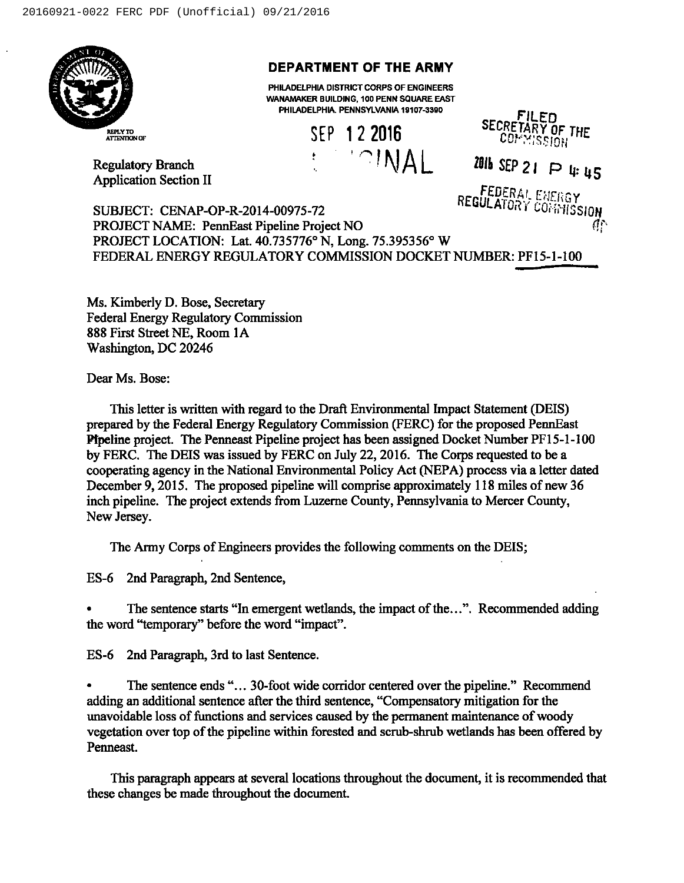# DEPARTMENT OF THE ARMY

PHILADELPHIA DISTRICT CORPS OF ENGINEERS
WANAMAKER BUILDING, 100 PENN SQUARE EAST
PHILADELPHIA, PENNSYLVANIA 19107-3390

REPLY TO ATTENTION OF

SEP 12 2016

ORIGINAL

FILED
SECRETARY OF THE COMMISSION
2016 SEP 21 P 4:45
FEDERAL ENERGY REGULATORY COMMISSION

Regulatory Branch
Application Section II

SUBJECT: CENAP-OP-R-2014-00975-72
PROJECT NAME: PennEast Pipeline Project NO
PROJECT LOCATION: Lat. 40.735776° N, Long. 75.395356° W
FEDERAL ENERGY REGULATORY COMMISSION DOCKET NUMBER: PF15-1-100

Ms. Kimberly D. Bose, Secretary
Federal Energy Regulatory Commission
888 First Street NE, Room 1A
Washington, DC 20246

Dear Ms. Bose:

This letter is written with regard to the Draft Environmental Impact Statement (DEIS) prepared by the Federal Energy Regulatory Commission (FERC) for the proposed PennEast Pipeline project. The Penneast Pipeline project has been assigned Docket Number PF15-1-100 by FERC. The DEIS was issued by FERC on July 22, 2016. The Corps requested to be a cooperating agency in the National Environmental Policy Act (NEPA) process via a letter dated December 9, 2015. The proposed pipeline will comprise approximately 118 miles of new 36 inch pipeline. The project extends from Luzerne County, Pennsylvania to Mercer County, New Jersey.

The Army Corps of Engineers provides the following comments on the DEIS;

ES-6 2nd Paragraph, 2nd Sentence,

- The sentence starts "In emergent wetlands, the impact of the…". Recommended adding the word "temporary" before the word "impact".

ES-6 2nd Paragraph, 3rd to last Sentence.

- The sentence ends "… 30-foot wide corridor centered over the pipeline." Recommend adding an additional sentence after the third sentence, "Compensatory mitigation for the unavoidable loss of functions and services caused by the permanent maintenance of woody vegetation over top of the pipeline within forested and scrub-shrub wetlands has been offered by Penneast.

This paragraph appears at several locations throughout the document, it is recommended that these changes be made throughout the document.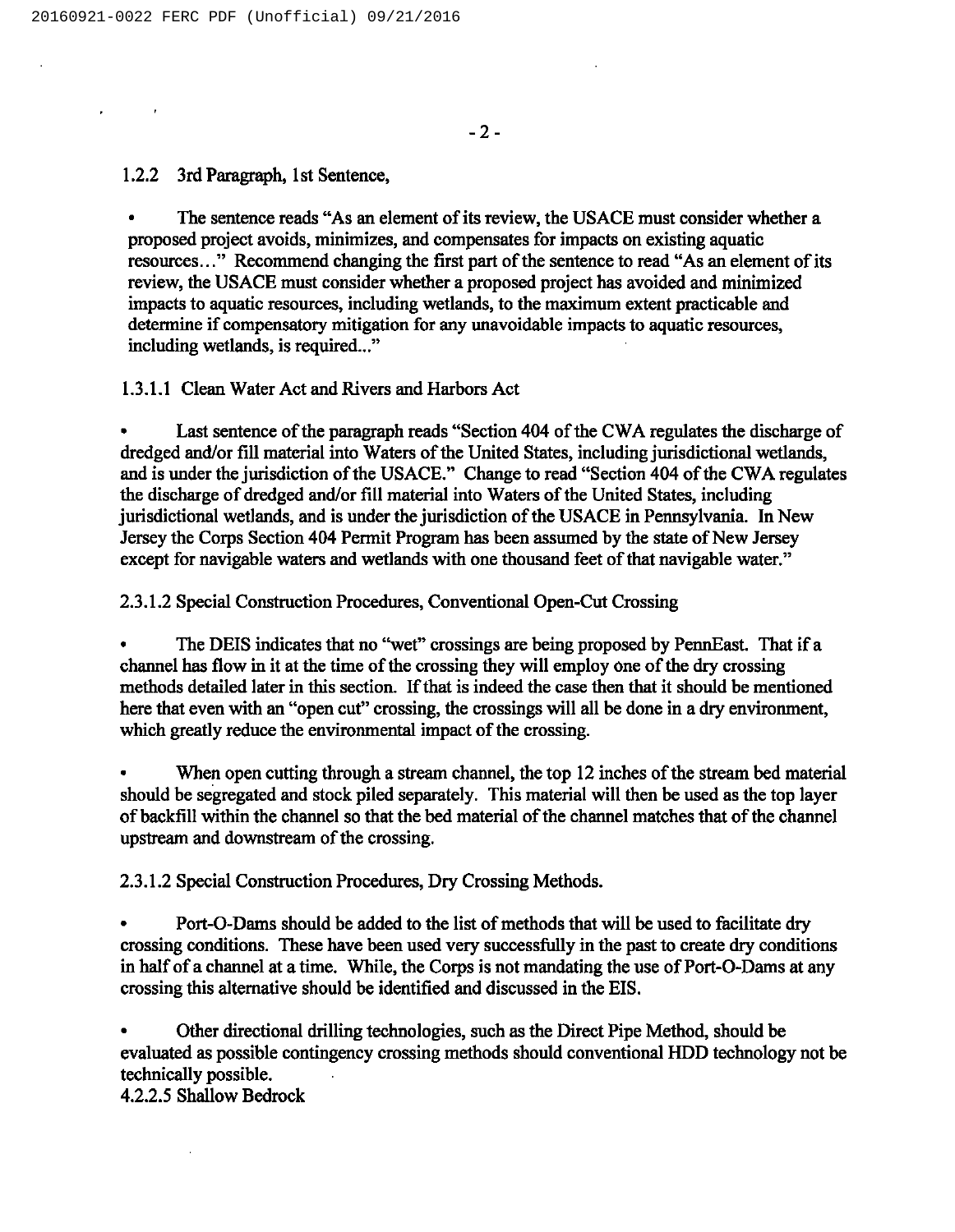1.2.2 3rd Paragraph, 1st Sentence,

- The sentence reads "As an element of its review, the USACE must consider whether a proposed project avoids, minimizes, and compensates for impacts on existing aquatic resources…" Recommend changing the first part of the sentence to read "As an element of its review, the USACE must consider whether a proposed project has avoided and minimized impacts to aquatic resources, including wetlands, to the maximum extent practicable and determine if compensatory mitigation for any unavoidable impacts to aquatic resources, including wetlands, is required..."

1.3.1.1 Clean Water Act and Rivers and Harbors Act

- Last sentence of the paragraph reads "Section 404 of the CWA regulates the discharge of dredged and/or fill material into Waters of the United States, including jurisdictional wetlands, and is under the jurisdiction of the USACE." Change to read "Section 404 of the CWA regulates the discharge of dredged and/or fill material into Waters of the United States, including jurisdictional wetlands, and is under the jurisdiction of the USACE in Pennsylvania. In New Jersey the Corps Section 404 Permit Program has been assumed by the state of New Jersey except for navigable waters and wetlands with one thousand feet of that navigable water."

2.3.1.2 Special Construction Procedures, Conventional Open-Cut Crossing

- The DEIS indicates that no "wet" crossings are being proposed by PennEast. That if a channel has flow in it at the time of the crossing they will employ one of the dry crossing methods detailed later in this section. If that is indeed the case then that it should be mentioned here that even with an "open cut" crossing, the crossings will all be done in a dry environment, which greatly reduce the environmental impact of the crossing.

- When open cutting through a stream channel, the top 12 inches of the stream bed material should be segregated and stock piled separately. This material will then be used as the top layer of backfill within the channel so that the bed material of the channel matches that of the channel upstream and downstream of the crossing.

2.3.1.2 Special Construction Procedures, Dry Crossing Methods.

- Port-O-Dams should be added to the list of methods that will be used to facilitate dry crossing conditions. These have been used very successfully in the past to create dry conditions in half of a channel at a time. While, the Corps is not mandating the use of Port-O-Dams at any crossing this alternative should be identified and discussed in the EIS.

- Other directional drilling technologies, such as the Direct Pipe Method, should be evaluated as possible contingency crossing methods should conventional HDD technology not be technically possible.

4.2.2.5 Shallow Bedrock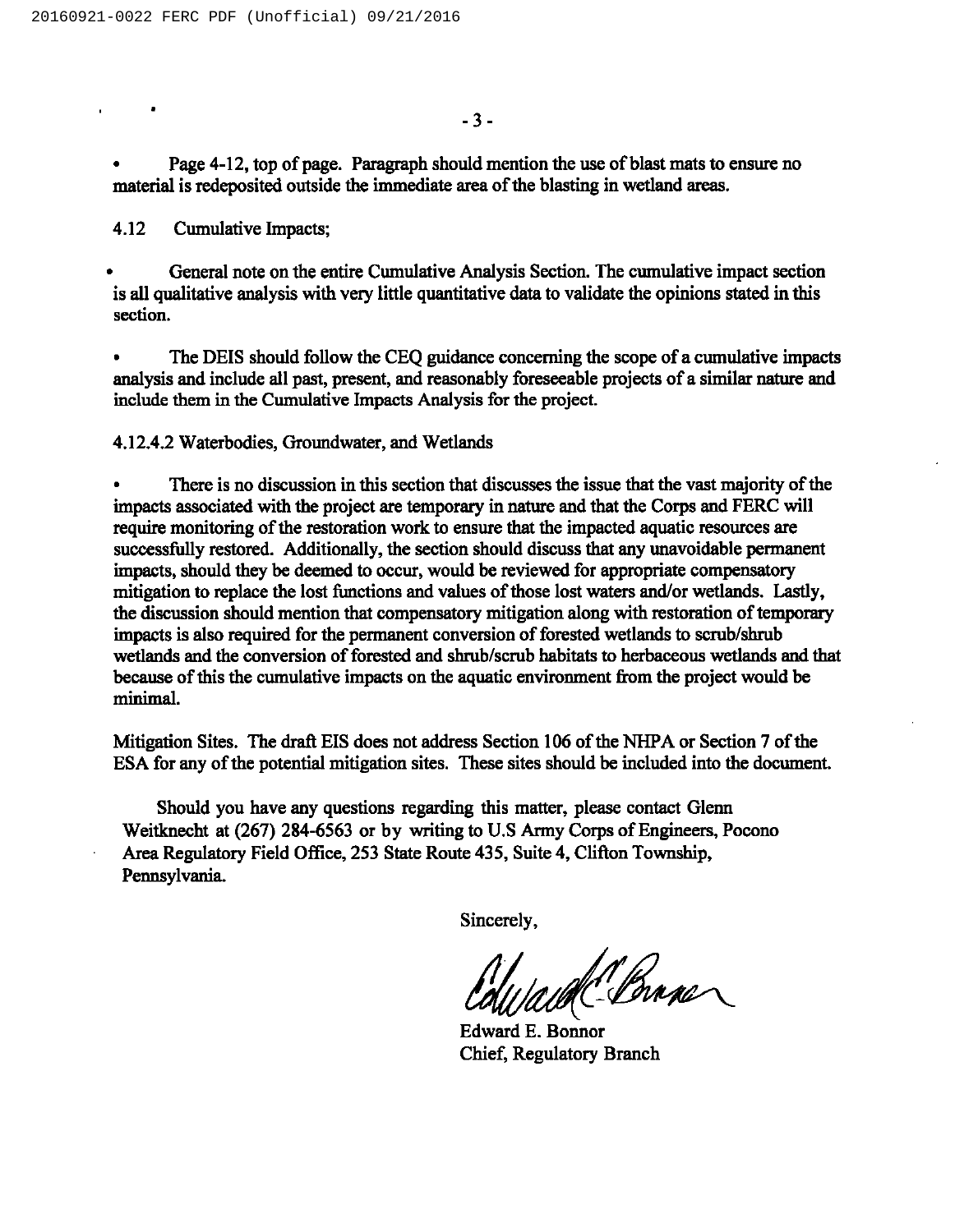- Page 4-12, top of page. Paragraph should mention the use of blast mats to ensure no material is redeposited outside the immediate area of the blasting in wetland areas.

4.12 Cumulative Impacts;

- General note on the entire Cumulative Analysis Section. The cumulative impact section is all qualitative analysis with very little quantitative data to validate the opinions stated in this section.

- The DEIS should follow the CEQ guidance concerning the scope of a cumulative impacts analysis and include all past, present, and reasonably foreseeable projects of a similar nature and include them in the Cumulative Impacts Analysis for the project.

4.12.4.2 Waterbodies, Groundwater, and Wetlands

- There is no discussion in this section that discusses the issue that the vast majority of the impacts associated with the project are temporary in nature and that the Corps and FERC will require monitoring of the restoration work to ensure that the impacted aquatic resources are successfully restored. Additionally, the section should discuss that any unavoidable permanent impacts, should they be deemed to occur, would be reviewed for appropriate compensatory mitigation to replace the lost functions and values of those lost waters and/or wetlands. Lastly, the discussion should mention that compensatory mitigation along with restoration of temporary impacts is also required for the permanent conversion of forested wetlands to scrub/shrub wetlands and the conversion of forested and shrub/scrub habitats to herbaceous wetlands and that because of this the cumulative impacts on the aquatic environment from the project would be minimal.

Mitigation Sites. The draft EIS does not address Section 106 of the NHPA or Section 7 of the ESA for any of the potential mitigation sites. These sites should be included into the document.

Should you have any questions regarding this matter, please contact Glenn Weitknecht at (267) 284-6563 or by writing to U.S Army Corps of Engineers, Pocono Area Regulatory Field Office, 253 State Route 435, Suite 4, Clifton Township, Pennsylvania.

Sincerely,

Edward E. Bonnor
Chief, Regulatory Branch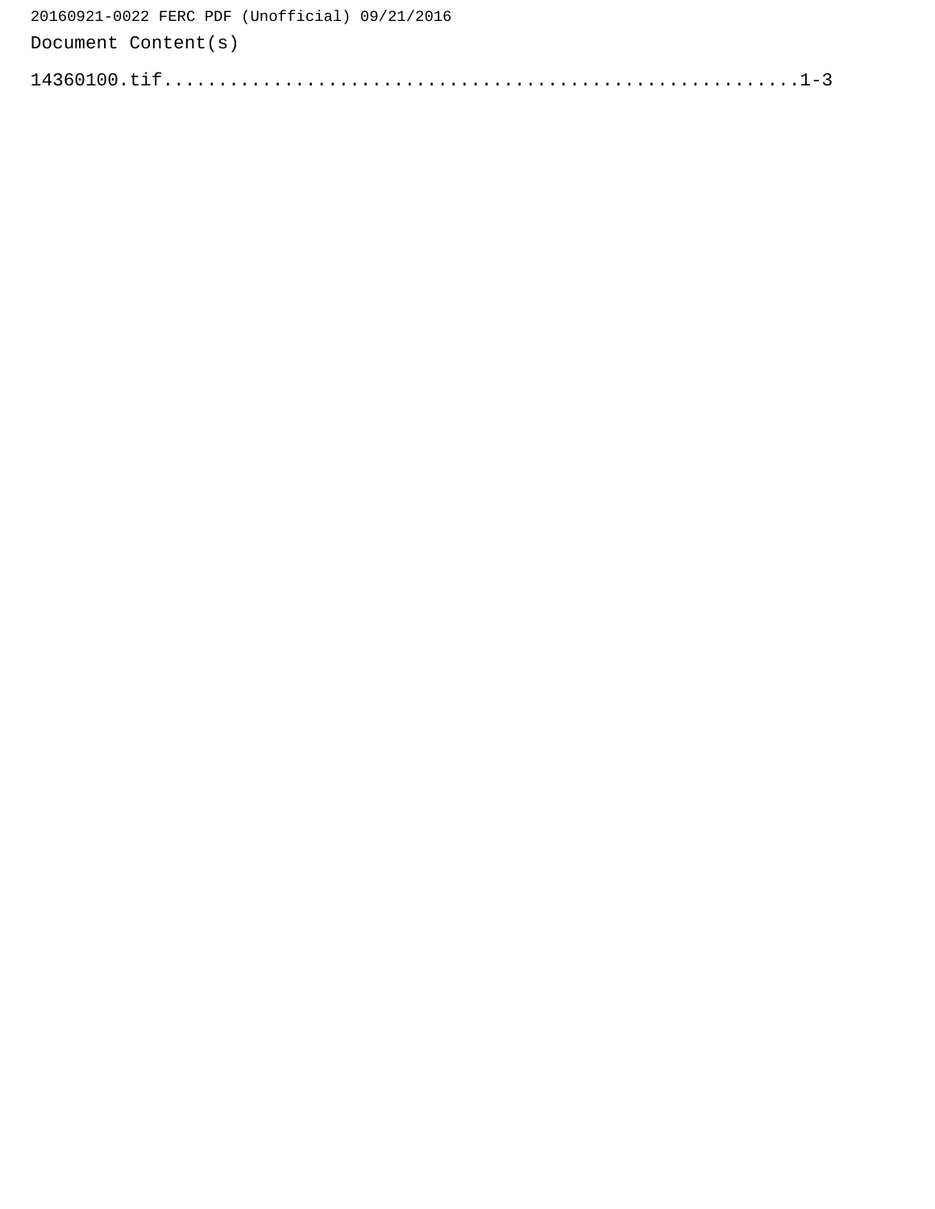Document Content(s)

14360100.tif......................................................1-3